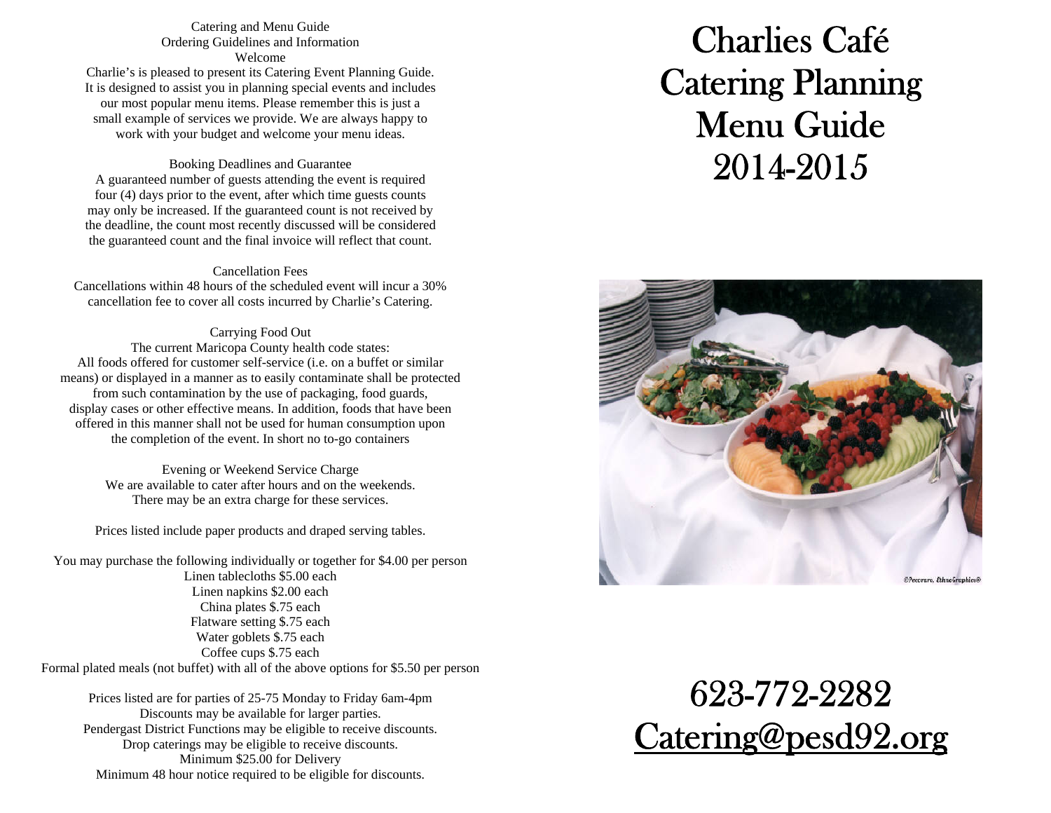Catering and Menu Guide
Ordering Guidelines and Information
Welcome

Charlie's is pleased to present its Catering Event Planning Guide. It is designed to assist you in planning special events and includes our most popular menu items. Please remember this is just a small example of services we provide. We are always happy to work with your budget and welcome your menu ideas.

Booking Deadlines and Guarantee

A guaranteed number of guests attending the event is required four (4) days prior to the event, after which time guests counts may only be increased. If the guaranteed count is not received by the deadline, the count most recently discussed will be considered the guaranteed count and the final invoice will reflect that count.

Cancellation Fees

Cancellations within 48 hours of the scheduled event will incur a 30% cancellation fee to cover all costs incurred by Charlie's Catering.

Carrying Food Out

The current Maricopa County health code states:
All foods offered for customer self-service (i.e. on a buffet or similar means) or displayed in a manner as to easily contaminate shall be protected from such contamination by the use of packaging, food guards, display cases or other effective means. In addition, foods that have been offered in this manner shall not be used for human consumption upon the completion of the event. In short no to-go containers

Evening or Weekend Service Charge

We are available to cater after hours and on the weekends. There may be an extra charge for these services.

Prices listed include paper products and draped serving tables.

You may purchase the following individually or together for $4.00 per person
Linen tablecloths $5.00 each
Linen napkins $2.00 each
China plates $.75 each
Flatware setting $.75 each
Water goblets $.75 each
Coffee cups $.75 each
Formal plated meals (not buffet) with all of the above options for $5.50 per person

Prices listed are for parties of 25-75 Monday to Friday 6am-4pm
Discounts may be available for larger parties.
Pendergast District Functions may be eligible to receive discounts.
Drop caterings may be eligible to receive discounts.
Minimum $25.00 for Delivery
Minimum 48 hour notice required to be eligible for discounts.

# Charlies Café Catering Planning Menu Guide 2014-2015

©Peccraro, EthnoGraphics®

623-772-2282
Catering@pesd92.org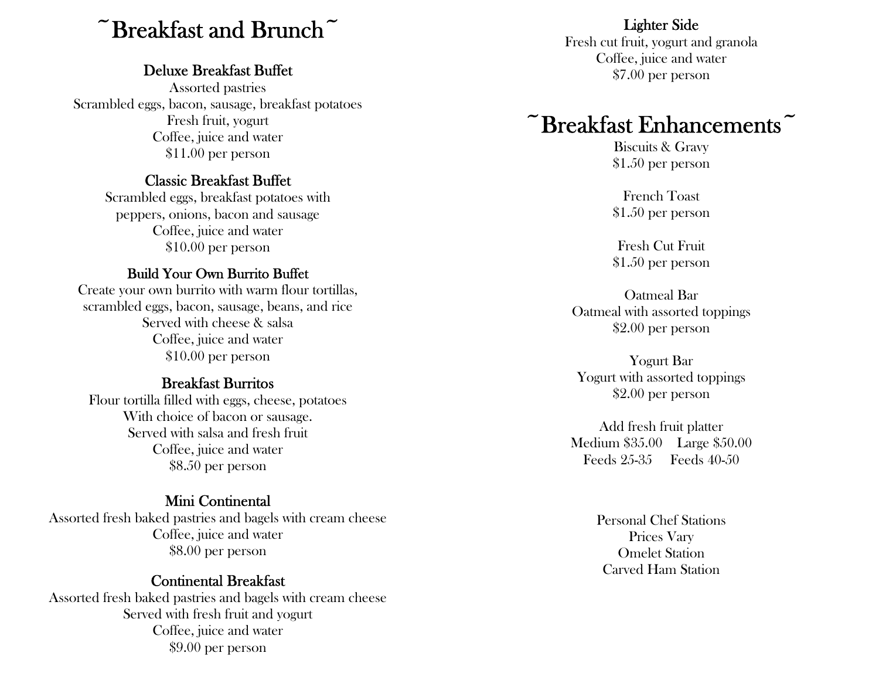# ~Breakfast and Brunch~

### Deluxe Breakfast Buffet

Assorted pastries
Scrambled eggs, bacon, sausage, breakfast potatoes
Fresh fruit, yogurt
Coffee, juice and water
$11.00 per person

### Classic Breakfast Buffet

Scrambled eggs, breakfast potatoes with
peppers, onions, bacon and sausage
Coffee, juice and water
$10.00 per person

### Build Your Own Burrito Buffet

Create your own burrito with warm flour tortillas,
scrambled eggs, bacon, sausage, beans, and rice
Served with cheese & salsa
Coffee, juice and water
$10.00 per person

### Breakfast Burritos

Flour tortilla filled with eggs, cheese, potatoes
With choice of bacon or sausage.
Served with salsa and fresh fruit
Coffee, juice and water
$8.50 per person

### Mini Continental

Assorted fresh baked pastries and bagels with cream cheese
Coffee, juice and water
$8.00 per person

### Continental Breakfast

Assorted fresh baked pastries and bagels with cream cheese
Served with fresh fruit and yogurt
Coffee, juice and water
$9.00 per person

### Lighter Side

Fresh cut fruit, yogurt and granola
Coffee, juice and water
$7.00 per person

# ~Breakfast Enhancements~

Biscuits & Gravy
$1.50 per person

French Toast
$1.50 per person

Fresh Cut Fruit
$1.50 per person

Oatmeal Bar
Oatmeal with assorted toppings
$2.00 per person

Yogurt Bar
Yogurt with assorted toppings
$2.00 per person

Add fresh fruit platter
Medium $35.00 Large $50.00
Feeds 25-35 Feeds 40-50

Personal Chef Stations
Prices Vary
Omelet Station
Carved Ham Station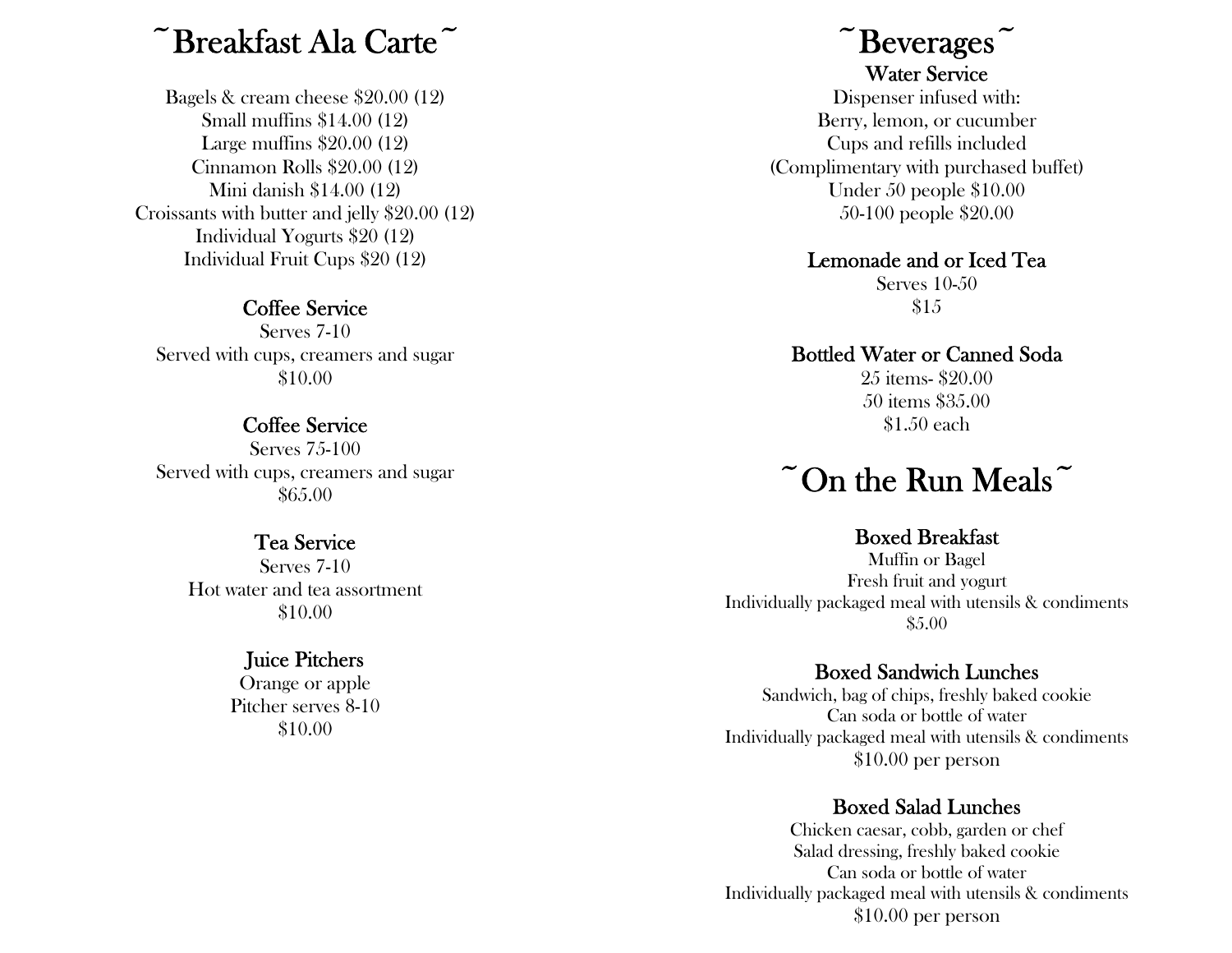# ~Breakfast Ala Carte~

Bagels & cream cheese $20.00 (12)
Small muffins $14.00 (12)
Large muffins $20.00 (12)
Cinnamon Rolls $20.00 (12)
Mini danish $14.00 (12)
Croissants with butter and jelly $20.00 (12)
Individual Yogurts $20 (12)
Individual Fruit Cups $20 (12)

### Coffee Service

Serves 7-10
Served with cups, creamers and sugar
$10.00

### Coffee Service

Serves 75-100
Served with cups, creamers and sugar
$65.00

### Tea Service

Serves 7-10
Hot water and tea assortment
$10.00

### Juice Pitchers

Orange or apple
Pitcher serves 8-10
$10.00

# ~Beverages~

### Water Service

Dispenser infused with:
Berry, lemon, or cucumber
Cups and refills included
(Complimentary with purchased buffet)
Under 50 people $10.00
50-100 people $20.00

### Lemonade and or Iced Tea

Serves 10-50
$15

### Bottled Water or Canned Soda

25 items- $20.00
50 items $35.00
$1.50 each

# ~On the Run Meals~

### Boxed Breakfast

Muffin or Bagel
Fresh fruit and yogurt
Individually packaged meal with utensils & condiments
$5.00

### Boxed Sandwich Lunches

Sandwich, bag of chips, freshly baked cookie
Can soda or bottle of water
Individually packaged meal with utensils & condiments
$10.00 per person

### Boxed Salad Lunches

Chicken caesar, cobb, garden or chef
Salad dressing, freshly baked cookie
Can soda or bottle of water
Individually packaged meal with utensils & condiments
$10.00 per person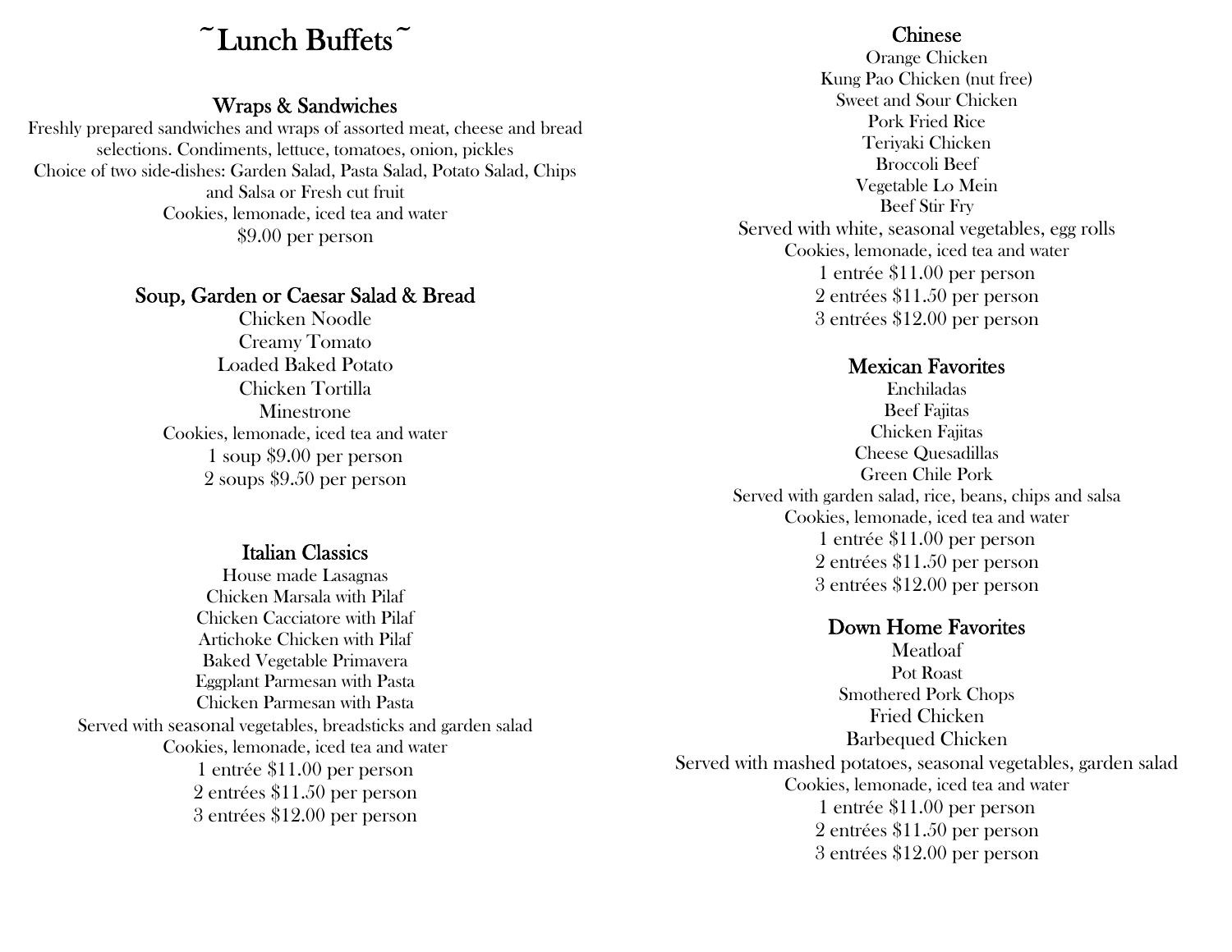# ~Lunch Buffets~

## Wraps & Sandwiches

Freshly prepared sandwiches and wraps of assorted meat, cheese and bread selections. Condiments, lettuce, tomatoes, onion, pickles

Choice of two side-dishes: Garden Salad, Pasta Salad, Potato Salad, Chips and Salsa or Fresh cut fruit

Cookies, lemonade, iced tea and water

$9.00 per person

## Soup, Garden or Caesar Salad & Bread

Chicken Noodle

Creamy Tomato

Loaded Baked Potato

Chicken Tortilla

Minestrone

Cookies, lemonade, iced tea and water

1 soup $9.00 per person

2 soups $9.50 per person

## Italian Classics

House made Lasagnas

Chicken Marsala with Pilaf

Chicken Cacciatore with Pilaf

Artichoke Chicken with Pilaf

Baked Vegetable Primavera

Eggplant Parmesan with Pasta

Chicken Parmesan with Pasta

Served with seasonal vegetables, breadsticks and garden salad

Cookies, lemonade, iced tea and water

1 entrée $11.00 per person

2 entrées $11.50 per person

3 entrées $12.00 per person

## Chinese

Orange Chicken

Kung Pao Chicken (nut free)

Sweet and Sour Chicken

Pork Fried Rice

Teriyaki Chicken

Broccoli Beef

Vegetable Lo Mein

Beef Stir Fry

Served with white, seasonal vegetables, egg rolls

Cookies, lemonade, iced tea and water

1 entrée $11.00 per person

2 entrées $11.50 per person

3 entrées $12.00 per person

## Mexican Favorites

Enchiladas

Beef Fajitas

Chicken Fajitas

Cheese Quesadillas

Green Chile Pork

Served with garden salad, rice, beans, chips and salsa

Cookies, lemonade, iced tea and water

1 entrée $11.00 per person

2 entrées $11.50 per person

3 entrées $12.00 per person

## Down Home Favorites

Meatloaf

Pot Roast

Smothered Pork Chops

Fried Chicken

Barbequed Chicken

Served with mashed potatoes, seasonal vegetables, garden salad

Cookies, lemonade, iced tea and water

1 entrée $11.00 per person

2 entrées $11.50 per person

3 entrées $12.00 per person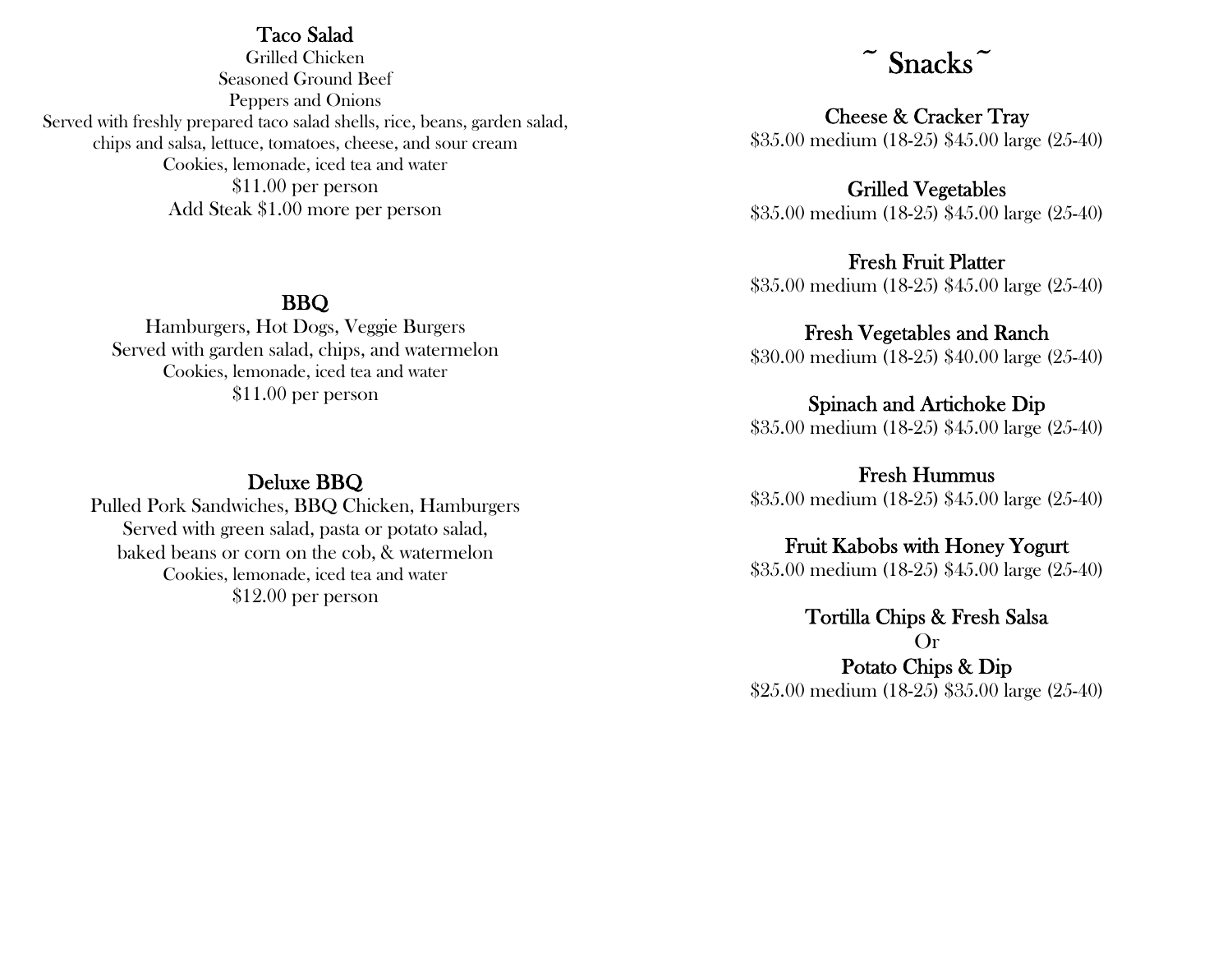### Taco Salad

Grilled Chicken
Seasoned Ground Beef
Peppers and Onions
Served with freshly prepared taco salad shells, rice, beans, garden salad, chips and salsa, lettuce, tomatoes, cheese, and sour cream
Cookies, lemonade, iced tea and water
$11.00 per person
Add Steak $1.00 more per person

### BBQ

Hamburgers, Hot Dogs, Veggie Burgers
Served with garden salad, chips, and watermelon
Cookies, lemonade, iced tea and water
$11.00 per person

### Deluxe BBQ

Pulled Pork Sandwiches, BBQ Chicken, Hamburgers
Served with green salad, pasta or potato salad,
baked beans or corn on the cob, & watermelon
Cookies, lemonade, iced tea and water
$12.00 per person

## ~ Snacks ~

### Cheese & Cracker Tray

$35.00 medium (18-25) $45.00 large (25-40)

### Grilled Vegetables

$35.00 medium (18-25) $45.00 large (25-40)

### Fresh Fruit Platter

$35.00 medium (18-25) $45.00 large (25-40)

### Fresh Vegetables and Ranch

$30.00 medium (18-25) $40.00 large (25-40)

### Spinach and Artichoke Dip

$35.00 medium (18-25) $45.00 large (25-40)

### Fresh Hummus

$35.00 medium (18-25) $45.00 large (25-40)

### Fruit Kabobs with Honey Yogurt

$35.00 medium (18-25) $45.00 large (25-40)

### Tortilla Chips & Fresh Salsa

Or

### Potato Chips & Dip

$25.00 medium (18-25) $35.00 large (25-40)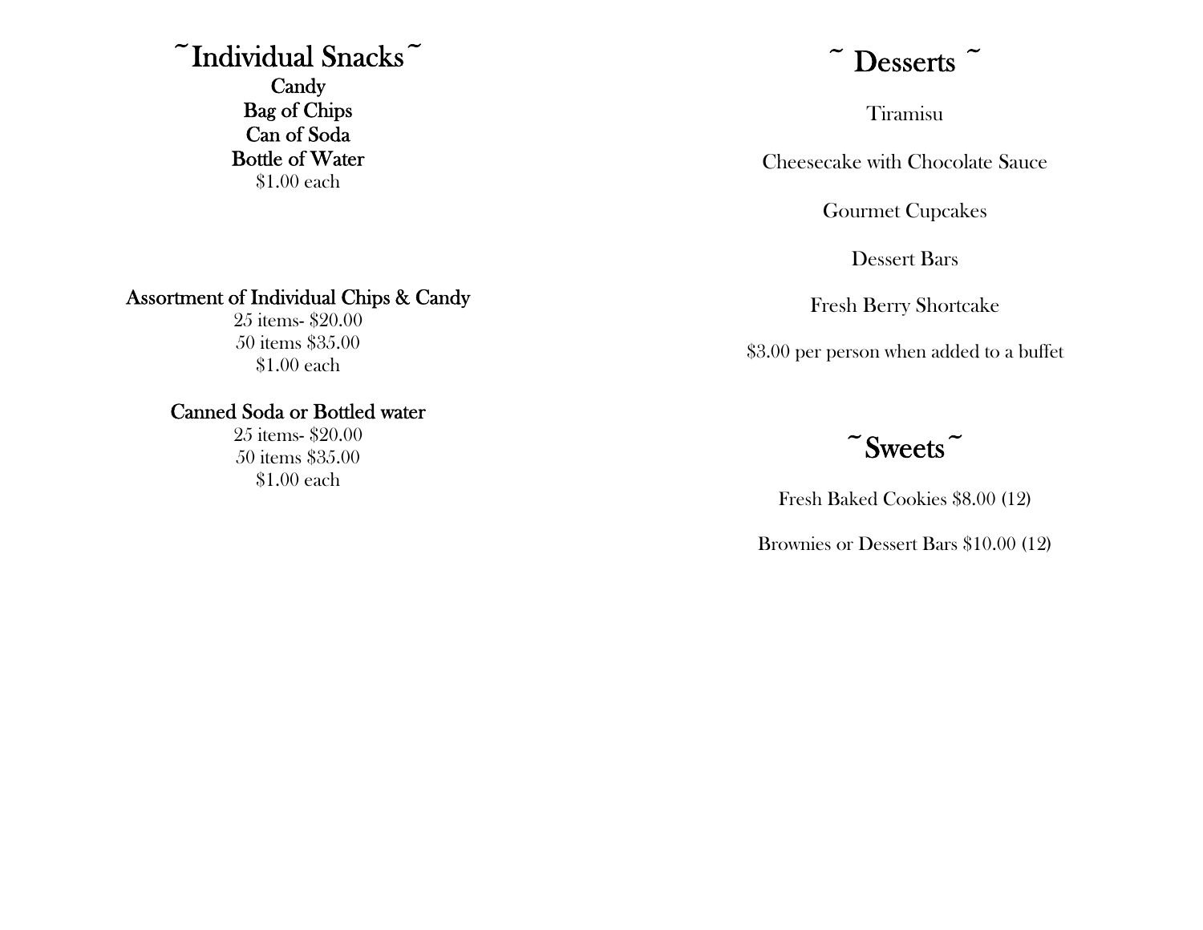## ~Individual Snacks~

**Candy**
**Bag of Chips**
**Can of Soda**
**Bottle of Water**
$1.00 each

**Assortment of Individual Chips & Candy**
25 items- $20.00
50 items $35.00
$1.00 each

**Canned Soda or Bottled water**
25 items- $20.00
50 items $35.00
$1.00 each

## ~ Desserts ~

Tiramisu

Cheesecake with Chocolate Sauce

Gourmet Cupcakes

Dessert Bars

Fresh Berry Shortcake

$3.00 per person when added to a buffet

## ~Sweets~

Fresh Baked Cookies $8.00 (12)

Brownies or Dessert Bars $10.00 (12)